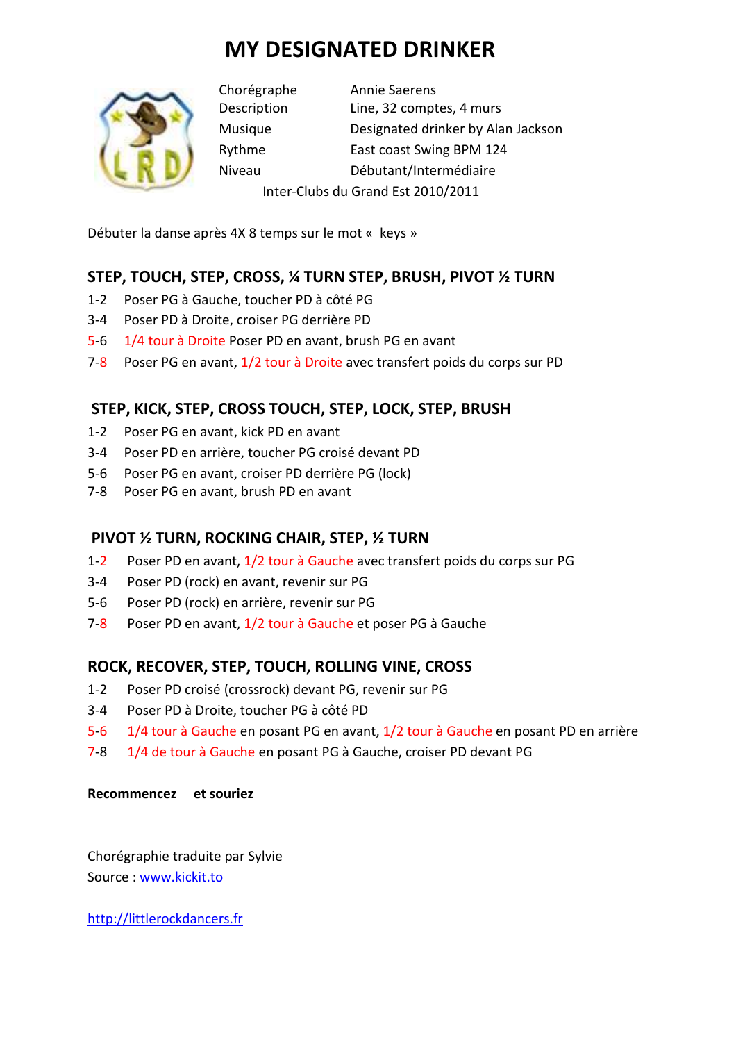# MY DESIGNATED DRINKER

| | |
|---|---|
| Chorégraphe | Annie Saerens |
| Description | Line, 32 comptes, 4 murs |
| Musique | Designated drinker by Alan Jackson |
| Rythme | East coast Swing BPM 124 |
| Niveau | Débutant/Intermédiaire |

Inter-Clubs du Grand Est 2010/2011

Débuter la danse après 4X 8 temps sur le mot « keys »

## STEP, TOUCH, STEP, CROSS, ¼ TURN STEP, BRUSH, PIVOT ½ TURN

1-2 Poser PG à Gauche, toucher PD à côté PG
3-4 Poser PD à Droite, croiser PG derrière PD
5-6 1/4 tour à Droite Poser PD en avant, brush PG en avant
7-8 Poser PG en avant, 1/2 tour à Droite avec transfert poids du corps sur PD

## STEP, KICK, STEP, CROSS TOUCH, STEP, LOCK, STEP, BRUSH

1-2 Poser PG en avant, kick PD en avant
3-4 Poser PD en arrière, toucher PG croisé devant PD
5-6 Poser PG en avant, croiser PD derrière PG (lock)
7-8 Poser PG en avant, brush PD en avant

## PIVOT ½ TURN, ROCKING CHAIR, STEP, ½ TURN

1-2 Poser PD en avant, 1/2 tour à Gauche avec transfert poids du corps sur PG
3-4 Poser PD (rock) en avant, revenir sur PG
5-6 Poser PD (rock) en arrière, revenir sur PG
7-8 Poser PD en avant, 1/2 tour à Gauche et poser PG à Gauche

## ROCK, RECOVER, STEP, TOUCH, ROLLING VINE, CROSS

1-2 Poser PD croisé (crossrock) devant PG, revenir sur PG
3-4 Poser PD à Droite, toucher PG à côté PD
5-6 1/4 tour à Gauche en posant PG en avant, 1/2 tour à Gauche en posant PD en arrière
7-8 1/4 de tour à Gauche en posant PG à Gauche, croiser PD devant PG

**Recommencez et souriez**

Chorégraphie traduite par Sylvie
Source : www.kickit.to

http://littlerockdancers.fr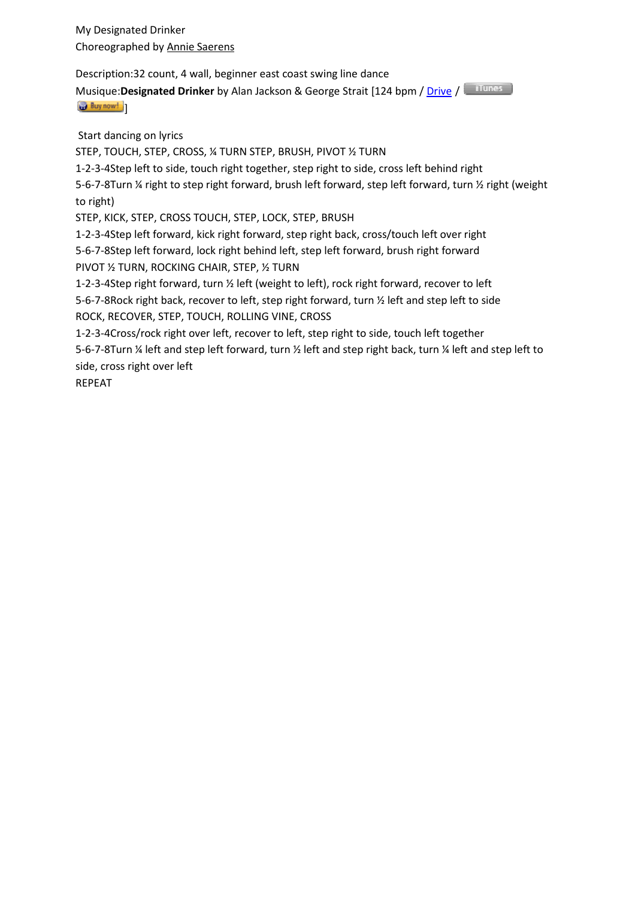My Designated Drinker
Choreographed by Annie Saerens

Description:32 count, 4 wall, beginner east coast swing line dance
Musique:**Designated Drinker** by Alan Jackson & George Strait [124 bpm / Drive / iTunes Buy now! ]

Start dancing on lyrics

STEP, TOUCH, STEP, CROSS, ¼ TURN STEP, BRUSH, PIVOT ½ TURN
1-2-3-4Step left to side, touch right together, step right to side, cross left behind right
5-6-7-8Turn ¼ right to step right forward, brush left forward, step left forward, turn ½ right (weight to right)

STEP, KICK, STEP, CROSS TOUCH, STEP, LOCK, STEP, BRUSH
1-2-3-4Step left forward, kick right forward, step right back, cross/touch left over right
5-6-7-8Step left forward, lock right behind left, step left forward, brush right forward

PIVOT ½ TURN, ROCKING CHAIR, STEP, ½ TURN
1-2-3-4Step right forward, turn ½ left (weight to left), rock right forward, recover to left
5-6-7-8Rock right back, recover to left, step right forward, turn ½ left and step left to side

ROCK, RECOVER, STEP, TOUCH, ROLLING VINE, CROSS
1-2-3-4Cross/rock right over left, recover to left, step right to side, touch left together
5-6-7-8Turn ¼ left and step left forward, turn ½ left and step right back, turn ¼ left and step left to side, cross right over left

REPEAT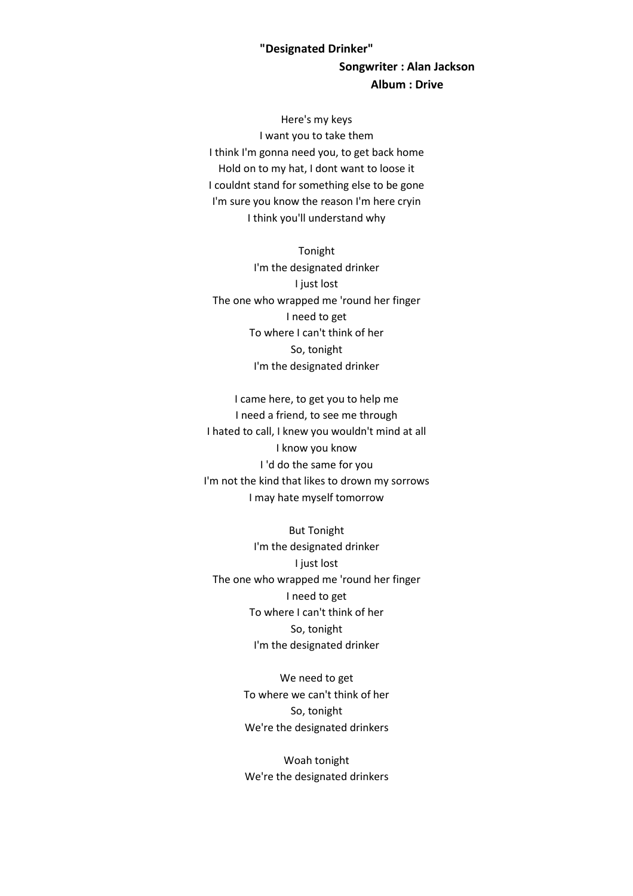**"Designated Drinker"**

**Songwriter : Alan Jackson**

**Album : Drive**

Here's my keys
I want you to take them
I think I'm gonna need you, to get back home
Hold on to my hat, I dont want to loose it
I couldnt stand for something else to be gone
I'm sure you know the reason I'm here cryin
I think you'll understand why

Tonight
I'm the designated drinker
I just lost
The one who wrapped me 'round her finger
I need to get
To where I can't think of her
So, tonight
I'm the designated drinker

I came here, to get you to help me
I need a friend, to see me through
I hated to call, I knew you wouldn't mind at all
I know you know
I 'd do the same for you
I'm not the kind that likes to drown my sorrows
I may hate myself tomorrow

But Tonight
I'm the designated drinker
I just lost
The one who wrapped me 'round her finger
I need to get
To where I can't think of her
So, tonight
I'm the designated drinker

We need to get
To where we can't think of her
So, tonight
We're the designated drinkers

Woah tonight
We're the designated drinkers